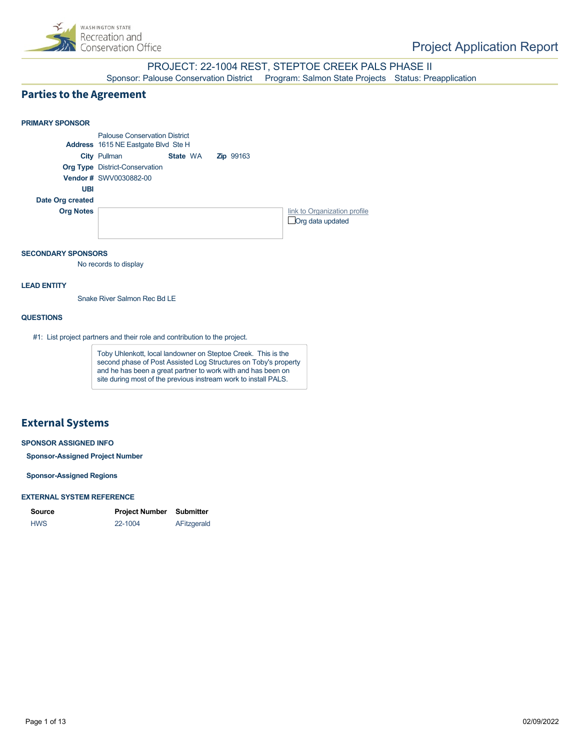# Project Application Report

## PROJECT: 22-1004 REST, STEPTOE CREEK PALS PHASE II

Sponsor: Palouse Conservation District Program: Salmon State Projects Status: Preapplication

## Parties to the Agreement

**PRIMARY SPONSOR**

Palouse Conservation District

**Address** 1615 NE Eastgate Blvd Ste H

**City** Pullman **State** WA **Zip** 99163

**Org Type** District-Conservation

**Vendor #** SWV0030882-00

**UBI**

**Date Org created**

**Org Notes**

link to Organization profile

☐ Org data updated

**SECONDARY SPONSORS**

No records to display

**LEAD ENTITY**

Snake River Salmon Rec Bd LE

**QUESTIONS**

#1: List project partners and their role and contribution to the project.

> Toby Uhlenkott, local landowner on Steptoe Creek. This is the second phase of Post Assisted Log Structures on Toby's property and he has been a great partner to work with and has been on site during most of the previous instream work to install PALS.

## External Systems

**SPONSOR ASSIGNED INFO**

**Sponsor-Assigned Project Number**

**Sponsor-Assigned Regions**

**EXTERNAL SYSTEM REFERENCE**

| Source | Project Number | Submitter |
|---|---|---|
| HWS | 22-1004 | AFitzgerald |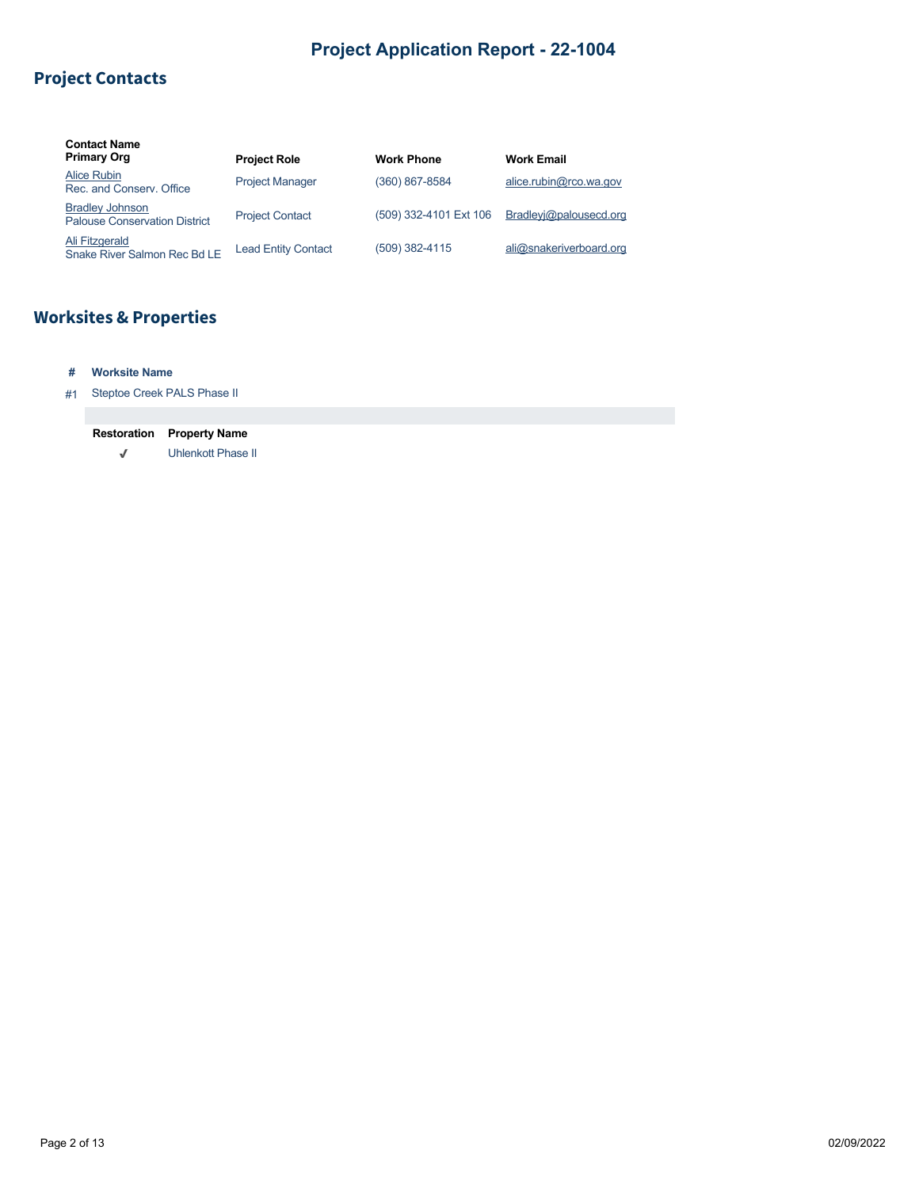# Project Application Report - 22-1004

## Project Contacts

| Contact Name<br>Primary Org | Project Role | Work Phone | Work Email |
|---|---|---|---|
| Alice Rubin<br>Rec. and Conserv. Office | Project Manager | (360) 867-8584 | alice.rubin@rco.wa.gov |
| Bradley Johnson<br>Palouse Conservation District | Project Contact | (509) 332-4101 Ext 106 | Bradleyj@palousecd.org |
| Ali Fitzgerald<br>Snake River Salmon Rec Bd LE | Lead Entity Contact | (509) 382-4115 | ali@snakeriverboard.org |

## Worksites & Properties

| # | Worksite Name |
|---|---|
| #1 | Steptoe Creek PALS Phase II |

| Restoration | Property Name |
|---|---|
| ✓ | Uhlenkott Phase II |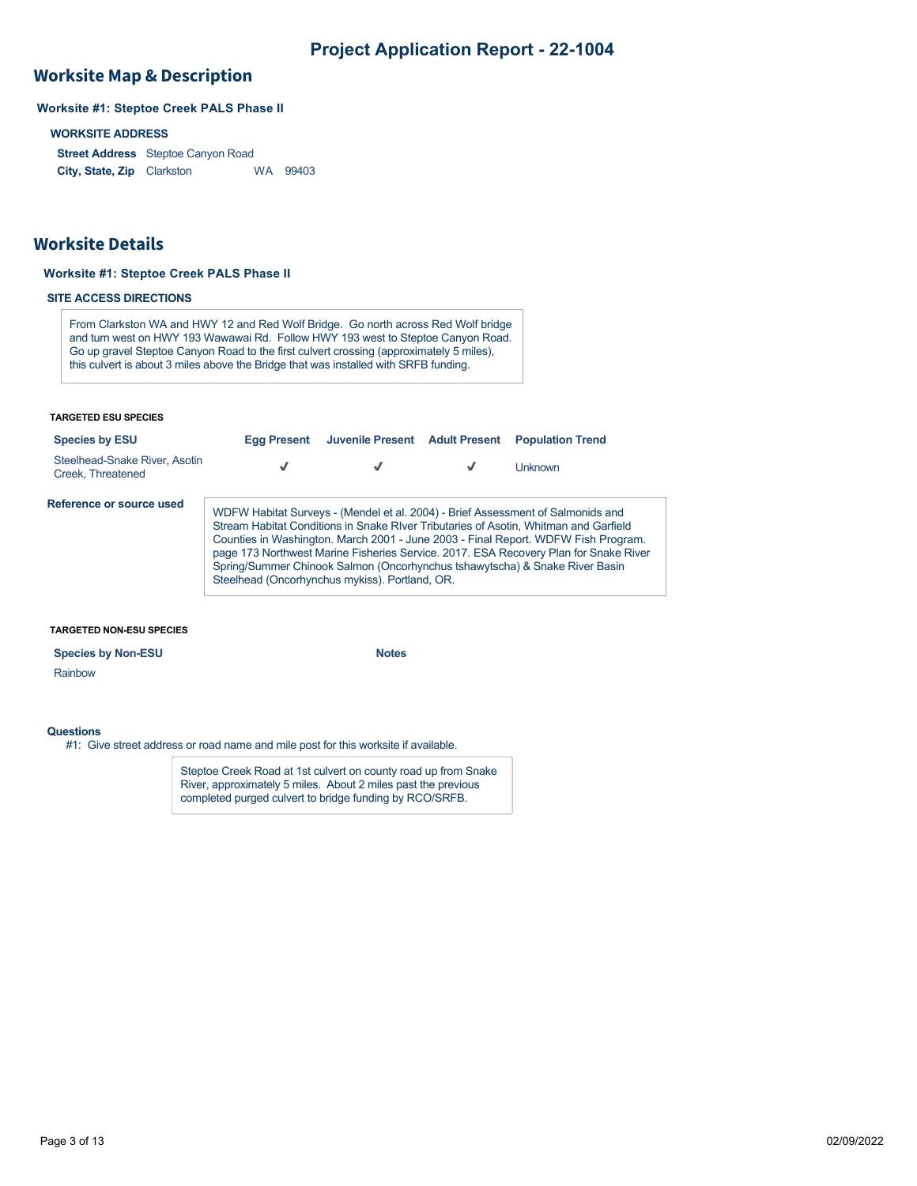# Project Application Report - 22-1004

## Worksite Map & Description

**Worksite #1: Steptoe Creek PALS Phase II**

**WORKSITE ADDRESS**

| | |
|---|---|
| **Street Address** | Steptoe Canyon Road |
| **City, State, Zip** | Clarkston WA 99403 |

## Worksite Details

**Worksite #1: Steptoe Creek PALS Phase II**

**SITE ACCESS DIRECTIONS**

From Clarkston WA and HWY 12 and Red Wolf Bridge. Go north across Red Wolf bridge and turn west on HWY 193 Wawawai Rd. Follow HWY 193 west to Steptoe Canyon Road. Go up gravel Steptoe Canyon Road to the first culvert crossing (approximately 5 miles), this culvert is about 3 miles above the Bridge that was installed with SRFB funding.

**TARGETED ESU SPECIES**

| Species by ESU | Egg Present | Juvenile Present | Adult Present | Population Trend |
|---|---|---|---|---|
| Steelhead-Snake River, Asotin Creek, Threatened | ✓ | ✓ | ✓ | Unknown |

**Reference or source used**

WDFW Habitat Surveys - (Mendel et al. 2004) - Brief Assessment of Salmonids and Stream Habitat Conditions in Snake RIver Tributaries of Asotin, Whitman and Garfield Counties in Washington. March 2001 - June 2003 - Final Report. WDFW Fish Program. page 173 Northwest Marine Fisheries Service. 2017. ESA Recovery Plan for Snake River Spring/Summer Chinook Salmon (Oncorhynchus tshawytscha) & Snake River Basin Steelhead (Oncorhynchus mykiss). Portland, OR.

**TARGETED NON-ESU SPECIES**

| Species by Non-ESU | Notes |
|---|---|
| Rainbow | |

**Questions**

#1: Give street address or road name and mile post for this worksite if available.

Steptoe Creek Road at 1st culvert on county road up from Snake River, approximately 5 miles. About 2 miles past the previous completed purged culvert to bridge funding by RCO/SRFB.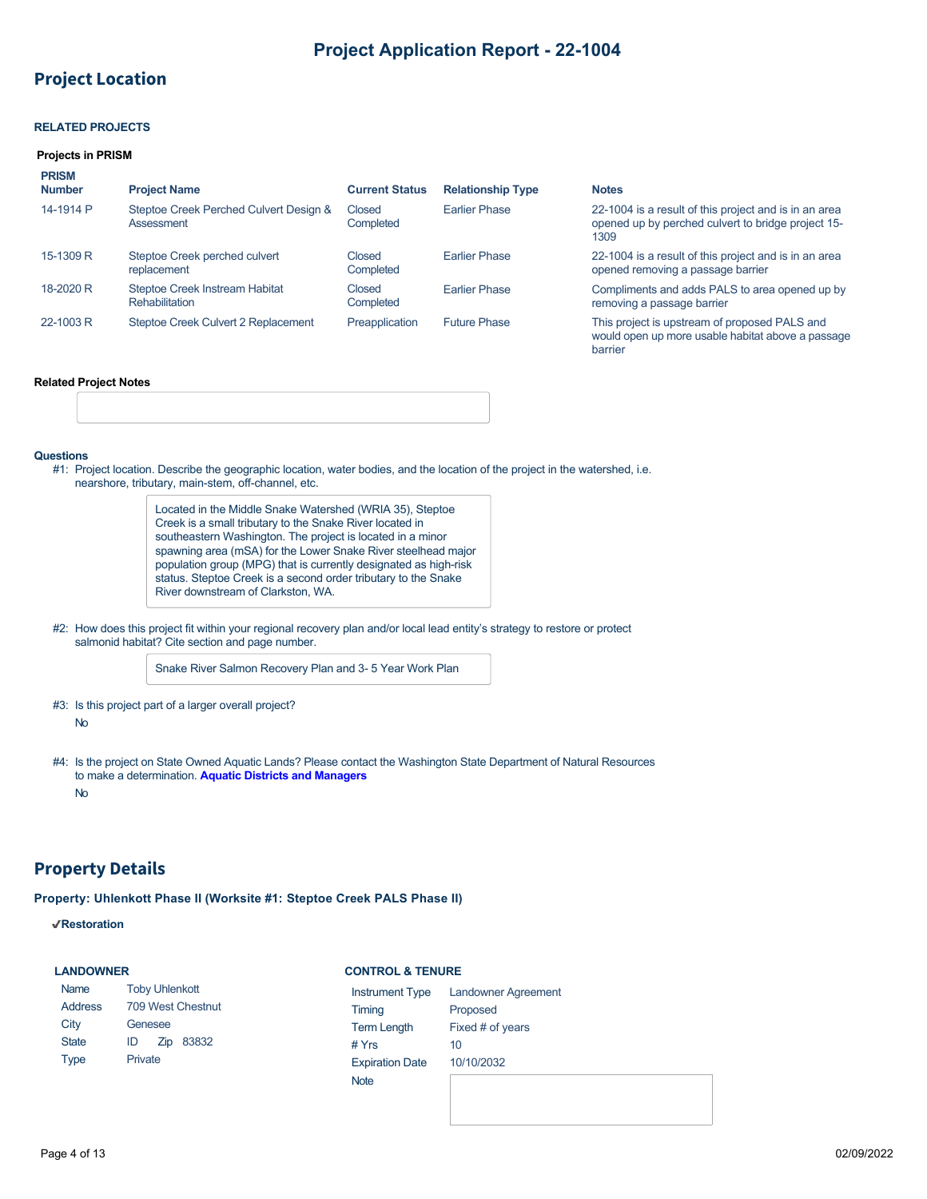# Project Application Report - 22-1004

## Project Location

### RELATED PROJECTS

**Projects in PRISM**

| PRISM Number | Project Name | Current Status | Relationship Type | Notes |
|---|---|---|---|---|
| 14-1914 P | Steptoe Creek Perched Culvert Design & Assessment | Closed Completed | Earlier Phase | 22-1004 is a result of this project and is in an area opened up by perched culvert to bridge project 15-1309 |
| 15-1309 R | Steptoe Creek perched culvert replacement | Closed Completed | Earlier Phase | 22-1004 is a result of this project and is in an area opened removing a passage barrier |
| 18-2020 R | Steptoe Creek Instream Habitat Rehabilitation | Closed Completed | Earlier Phase | Compliments and adds PALS to area opened up by removing a passage barrier |
| 22-1003 R | Steptoe Creek Culvert 2 Replacement | Preapplication | Future Phase | This project is upstream of proposed PALS and would open up more usable habitat above a passage barrier |

**Related Project Notes**

**Questions**

#1: Project location. Describe the geographic location, water bodies, and the location of the project in the watershed, i.e. nearshore, tributary, main-stem, off-channel, etc.

> Located in the Middle Snake Watershed (WRIA 35), Steptoe Creek is a small tributary to the Snake River located in southeastern Washington. The project is located in a minor spawning area (mSA) for the Lower Snake River steelhead major population group (MPG) that is currently designated as high-risk status. Steptoe Creek is a second order tributary to the Snake River downstream of Clarkston, WA.

#2: How does this project fit within your regional recovery plan and/or local lead entity's strategy to restore or protect salmonid habitat? Cite section and page number.

> Snake River Salmon Recovery Plan and 3- 5 Year Work Plan

#3: Is this project part of a larger overall project?

No

#4: Is the project on State Owned Aquatic Lands? Please contact the Washington State Department of Natural Resources to make a determination. **Aquatic Districts and Managers**

No

## Property Details

**Property: Uhlenkott Phase II (Worksite #1: Steptoe Creek PALS Phase II)**

✔**Restoration**

**LANDOWNER**

| | |
|---|---|
| Name | Toby Uhlenkott |
| Address | 709 West Chestnut |
| City | Genesee |
| State | ID Zip 83832 |
| Type | Private |

**CONTROL & TENURE**

| | |
|---|---|
| Instrument Type | Landowner Agreement |
| Timing | Proposed |
| Term Length | Fixed # of years |
| # Yrs | 10 |
| Expiration Date | 10/10/2032 |
| Note | |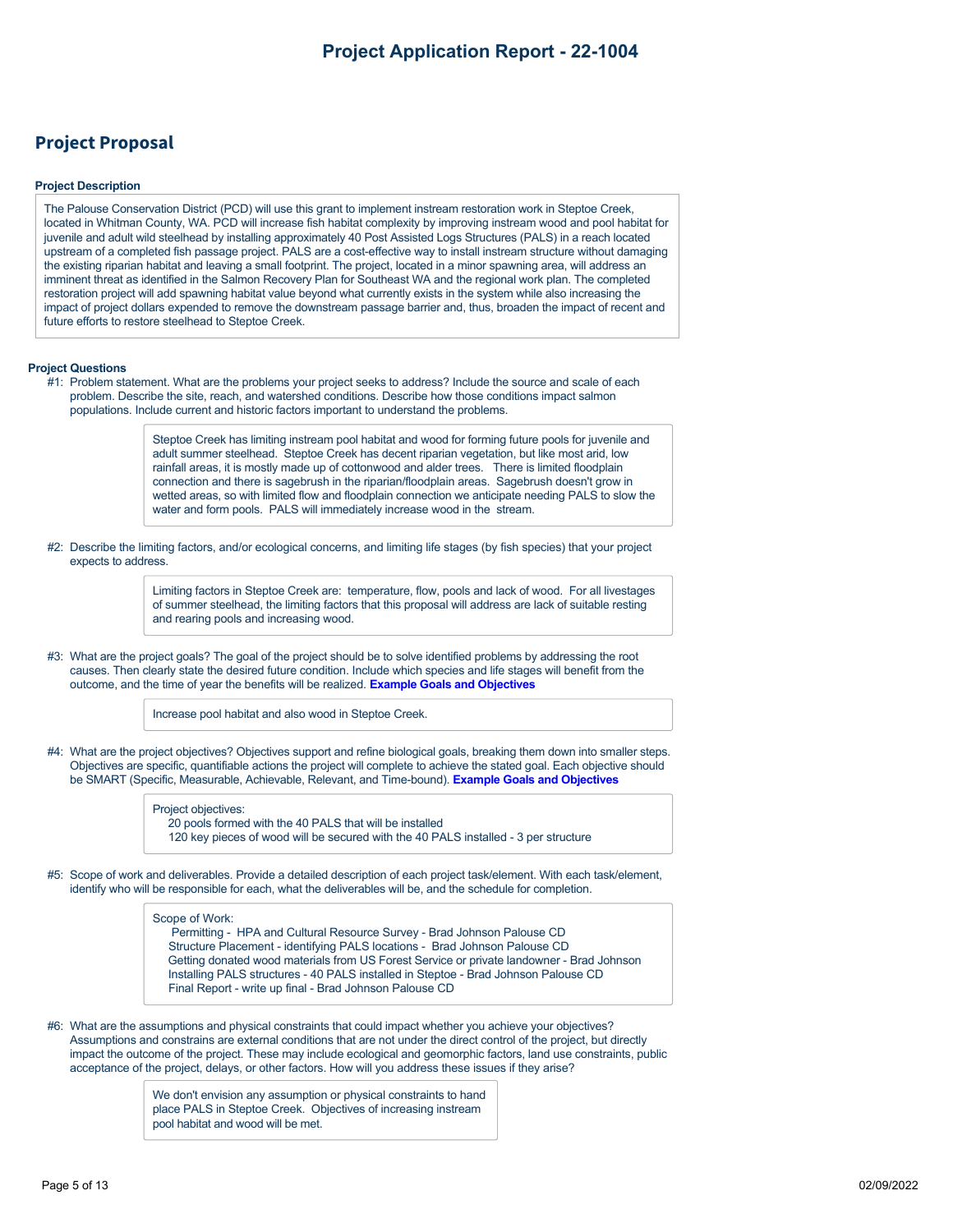# Project Application Report - 22-1004

## Project Proposal

### Project Description

The Palouse Conservation District (PCD) will use this grant to implement instream restoration work in Steptoe Creek, located in Whitman County, WA. PCD will increase fish habitat complexity by improving instream wood and pool habitat for juvenile and adult wild steelhead by installing approximately 40 Post Assisted Logs Structures (PALS) in a reach located upstream of a completed fish passage project. PALS are a cost-effective way to install instream structure without damaging the existing riparian habitat and leaving a small footprint. The project, located in a minor spawning area, will address an imminent threat as identified in the Salmon Recovery Plan for Southeast WA and the regional work plan. The completed restoration project will add spawning habitat value beyond what currently exists in the system while also increasing the impact of project dollars expended to remove the downstream passage barrier and, thus, broaden the impact of recent and future efforts to restore steelhead to Steptoe Creek.

### Project Questions

#1: Problem statement. What are the problems your project seeks to address? Include the source and scale of each problem. Describe the site, reach, and watershed conditions. Describe how those conditions impact salmon populations. Include current and historic factors important to understand the problems.

> Steptoe Creek has limiting instream pool habitat and wood for forming future pools for juvenile and adult summer steelhead. Steptoe Creek has decent riparian vegetation, but like most arid, low rainfall areas, it is mostly made up of cottonwood and alder trees. There is limited floodplain connection and there is sagebrush in the riparian/floodplain areas. Sagebrush doesn't grow in wetted areas, so with limited flow and floodplain connection we anticipate needing PALS to slow the water and form pools. PALS will immediately increase wood in the stream.

#2: Describe the limiting factors, and/or ecological concerns, and limiting life stages (by fish species) that your project expects to address.

> Limiting factors in Steptoe Creek are: temperature, flow, pools and lack of wood. For all livestages of summer steelhead, the limiting factors that this proposal will address are lack of suitable resting and rearing pools and increasing wood.

#3: What are the project goals? The goal of the project should be to solve identified problems by addressing the root causes. Then clearly state the desired future condition. Include which species and life stages will benefit from the outcome, and the time of year the benefits will be realized. **Example Goals and Objectives**

> Increase pool habitat and also wood in Steptoe Creek.

#4: What are the project objectives? Objectives support and refine biological goals, breaking them down into smaller steps. Objectives are specific, quantifiable actions the project will complete to achieve the stated goal. Each objective should be SMART (Specific, Measurable, Achievable, Relevant, and Time-bound). **Example Goals and Objectives**

> Project objectives:
> 20 pools formed with the 40 PALS that will be installed
> 120 key pieces of wood will be secured with the 40 PALS installed - 3 per structure

#5: Scope of work and deliverables. Provide a detailed description of each project task/element. With each task/element, identify who will be responsible for each, what the deliverables will be, and the schedule for completion.

> Scope of Work:
> Permitting - HPA and Cultural Resource Survey - Brad Johnson Palouse CD
> Structure Placement - identifying PALS locations - Brad Johnson Palouse CD
> Getting donated wood materials from US Forest Service or private landowner - Brad Johnson
> Installing PALS structures - 40 PALS installed in Steptoe - Brad Johnson Palouse CD
> Final Report - write up final - Brad Johnson Palouse CD

#6: What are the assumptions and physical constraints that could impact whether you achieve your objectives? Assumptions and constrains are external conditions that are not under the direct control of the project, but directly impact the outcome of the project. These may include ecological and geomorphic factors, land use constraints, public acceptance of the project, delays, or other factors. How will you address these issues if they arise?

> We don't envision any assumption or physical constraints to hand place PALS in Steptoe Creek. Objectives of increasing instream pool habitat and wood will be met.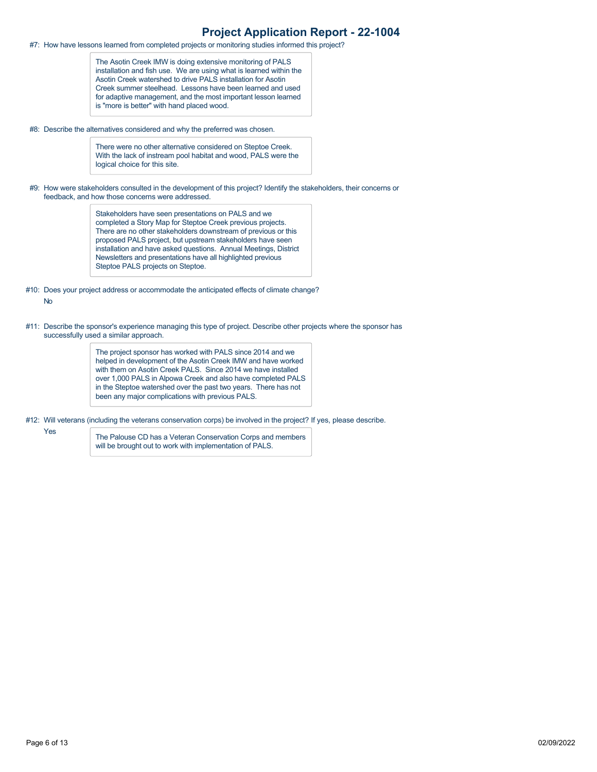# Project Application Report - 22-1004

#7: How have lessons learned from completed projects or monitoring studies informed this project?

> The Asotin Creek IMW is doing extensive monitoring of PALS installation and fish use. We are using what is learned within the Asotin Creek watershed to drive PALS installation for Asotin Creek summer steelhead. Lessons have been learned and used for adaptive management, and the most important lesson learned is "more is better" with hand placed wood.

#8: Describe the alternatives considered and why the preferred was chosen.

> There were no other alternative considered on Steptoe Creek. With the lack of instream pool habitat and wood, PALS were the logical choice for this site.

#9: How were stakeholders consulted in the development of this project? Identify the stakeholders, their concerns or feedback, and how those concerns were addressed.

> Stakeholders have seen presentations on PALS and we completed a Story Map for Steptoe Creek previous projects. There are no other stakeholders downstream of previous or this proposed PALS project, but upstream stakeholders have seen installation and have asked questions. Annual Meetings, District Newsletters and presentations have all highlighted previous Steptoe PALS projects on Steptoe.

#10: Does your project address or accommodate the anticipated effects of climate change?

No

#11: Describe the sponsor's experience managing this type of project. Describe other projects where the sponsor has successfully used a similar approach.

> The project sponsor has worked with PALS since 2014 and we helped in development of the Asotin Creek IMW and have worked with them on Asotin Creek PALS. Since 2014 we have installed over 1,000 PALS in Alpowa Creek and also have completed PALS in the Steptoe watershed over the past two years. There has not been any major complications with previous PALS.

#12: Will veterans (including the veterans conservation corps) be involved in the project? If yes, please describe.

Yes

> The Palouse CD has a Veteran Conservation Corps and members will be brought out to work with implementation of PALS.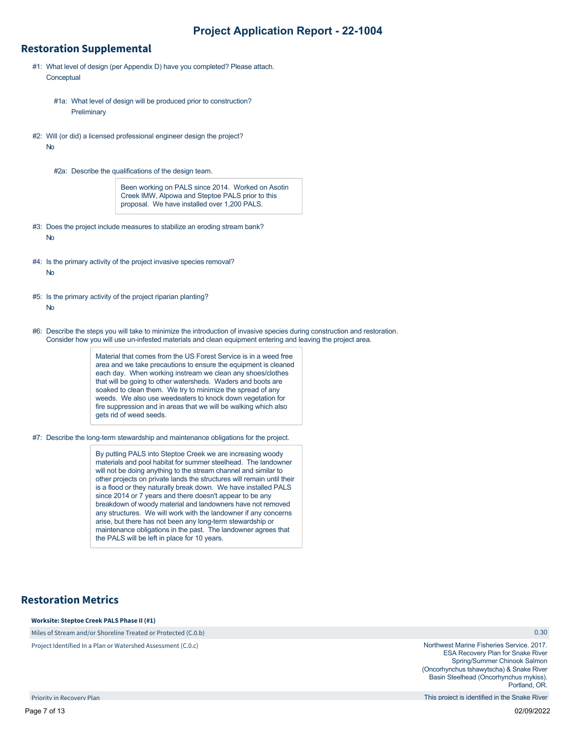## Project Application Report - 22-1004

## Restoration Supplemental

#1: What level of design (per Appendix D) have you completed? Please attach.
Conceptual

#1a: What level of design will be produced prior to construction?
Preliminary

#2: Will (or did) a licensed professional engineer design the project?
No

#2a: Describe the qualifications of the design team.

Been working on PALS since 2014. Worked on Asotin Creek IMW, Alpowa and Steptoe PALS prior to this proposal. We have installed over 1,200 PALS.

#3: Does the project include measures to stabilize an eroding stream bank?
No

#4: Is the primary activity of the project invasive species removal?
No

#5: Is the primary activity of the project riparian planting?
No

#6: Describe the steps you will take to minimize the introduction of invasive species during construction and restoration. Consider how you will use un-infested materials and clean equipment entering and leaving the project area.

Material that comes from the US Forest Service is in a weed free area and we take precautions to ensure the equipment is cleaned each day. When working instream we clean any shoes/clothes that will be going to other watersheds. Waders and boots are soaked to clean them. We try to minimize the spread of any weeds. We also use weedeaters to knock down vegetation for fire suppression and in areas that we will be walking which also gets rid of weed seeds.

#7: Describe the long-term stewardship and maintenance obligations for the project.

By putting PALS into Steptoe Creek we are increasing woody materials and pool habitat for summer steelhead. The landowner will not be doing anything to the stream channel and similar to other projects on private lands the structures will remain until their is a flood or they naturally break down. We have installed PALS since 2014 or 7 years and there doesn't appear to be any breakdown of woody material and landowners have not removed any structures. We will work with the landowner if any concerns arise, but there has not been any long-term stewardship or maintenance obligations in the past. The landowner agrees that the PALS will be left in place for 10 years.

## Restoration Metrics

**Worksite: Steptoe Creek PALS Phase II (#1)**

| | |
|---|---|
| Miles of Stream and/or Shoreline Treated or Protected (C.0.b) | 0.30 |
| Project Identified In a Plan or Watershed Assessment (C.0.c) | Northwest Marine Fisheries Service. 2017. ESA Recovery Plan for Snake River Spring/Summer Chinook Salmon (Oncorhynchus tshawytscha) & Snake River Basin Steelhead (Oncorhynchus mykiss). Portland, OR. |
| Priority in Recovery Plan | This project is identified in the Snake River |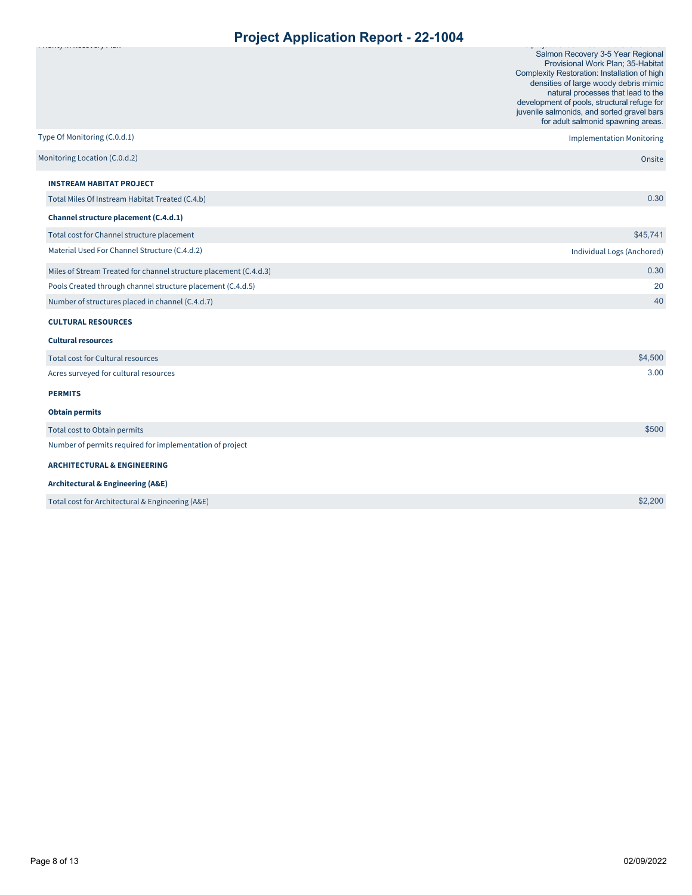| Priority in Recovery Plan | ...Salmon Recovery 3-5 Year Regional Provisional Work Plan; 35-Habitat Complexity Restoration: Installation of high densities of large woody debris mimic natural processes that lead to the development of pools, structural refuge for juvenile salmonids, and sorted gravel bars for adult salmonid spawning areas. |
|---|---|
| Type Of Monitoring (C.0.d.1) | Implementation Monitoring |
| Monitoring Location (C.0.d.2) | Onsite |

**INSTREAM HABITAT PROJECT**

| Total Miles Of Instream Habitat Treated (C.4.b) | 0.30 |
|---|---|

**Channel structure placement (C.4.d.1)**

| Total cost for Channel structure placement | $45,741 |
|---|---|
| Material Used For Channel Structure (C.4.d.2) | Individual Logs (Anchored) |
| Miles of Stream Treated for channel structure placement (C.4.d.3) | 0.30 |
| Pools Created through channel structure placement (C.4.d.5) | 20 |
| Number of structures placed in channel (C.4.d.7) | 40 |

**CULTURAL RESOURCES**

**Cultural resources**

| Total cost for Cultural resources | $4,500 |
|---|---|
| Acres surveyed for cultural resources | 3.00 |

**PERMITS**

**Obtain permits**

| Total cost to Obtain permits | $500 |
|---|---|
| Number of permits required for implementation of project | |

**ARCHITECTURAL & ENGINEERING**

**Architectural & Engineering (A&E)**

| Total cost for Architectural & Engineering (A&E) | $2,200 |
|---|---|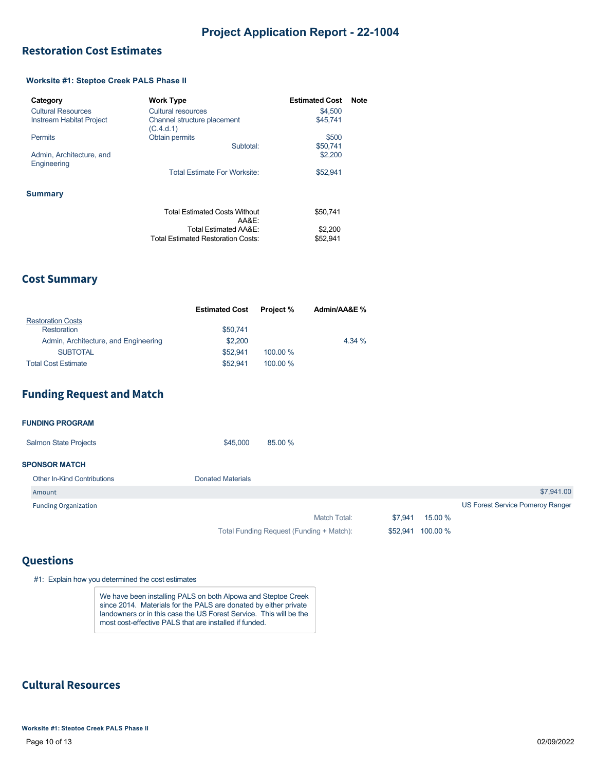# Project Application Report - 22-1004

## Restoration Cost Estimates

### Worksite #1: Steptoe Creek PALS Phase II

| Category | Work Type | Estimated Cost | Note |
|---|---|---|---|
| Cultural Resources | Cultural resources | $4,500 | |
| Instream Habitat Project | Channel structure placement (C.4.d.1) | $45,741 | |
| Permits | Obtain permits | $500 | |
| | Subtotal: | $50,741 | |
| Admin, Architecture, and Engineering | | $2,200 | |
| | Total Estimate For Worksite: | $52,941 | |

### Summary

| | |
|---|---|
| Total Estimated Costs Without AA&E: | $50,741 |
| Total Estimated AA&E: | $2,200 |
| Total Estimated Restoration Costs: | $52,941 |

## Cost Summary

| | Estimated Cost | Project % | Admin/AA&E % |
|---|---|---|---|
| Restoration Costs | | | |
| Restoration | $50,741 | | |
| Admin, Architecture, and Engineering | $2,200 | | 4.34 % |
| SUBTOTAL | $52,941 | 100.00 % | |
| Total Cost Estimate | $52,941 | 100.00 % | |

## Funding Request and Match

**FUNDING PROGRAM**

| | | |
|---|---|---|
| Salmon State Projects | $45,000 | 85.00 % |

**SPONSOR MATCH**

| Other In-Kind Contributions | Donated Materials |
|---|---|
| Amount | $7,941.00 |
| Funding Organization | US Forest Service Pomeroy Ranger |

| | | |
|---|---|---|
| Match Total: | $7,941 | 15.00 % |
| Total Funding Request (Funding + Match): | $52,941 | 100.00 % |

## Questions

#1: Explain how you determined the cost estimates

> We have been installing PALS on both Alpowa and Steptoe Creek since 2014. Materials for the PALS are donated by either private landowners or in this case the US Forest Service. This will be the most cost-effective PALS that are installed if funded.

## Cultural Resources

**Worksite #1: Steptoe Creek PALS Phase II**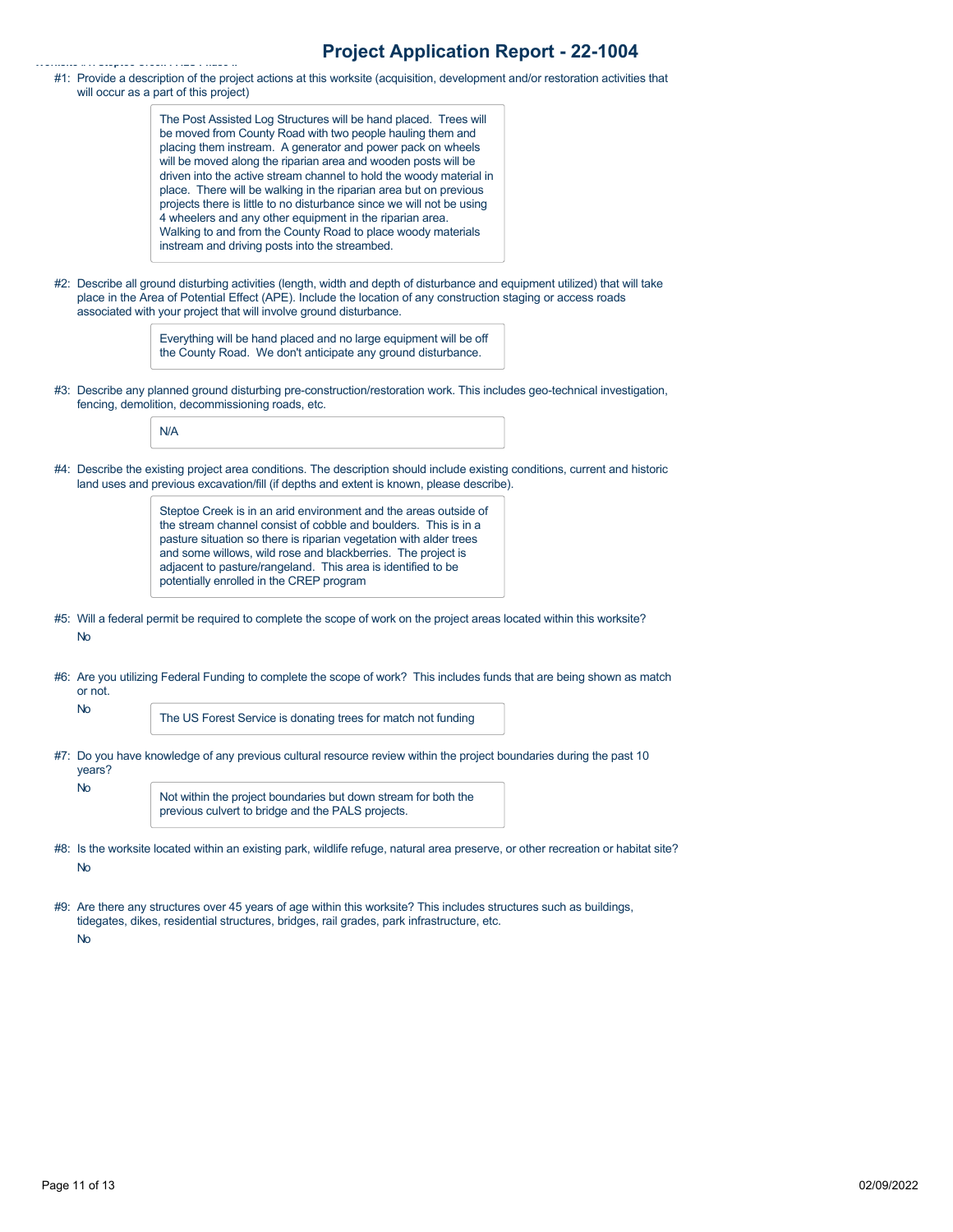#1: Provide a description of the project actions at this worksite (acquisition, development and/or restoration activities that will occur as a part of this project)

> The Post Assisted Log Structures will be hand placed. Trees will be moved from County Road with two people hauling them and placing them instream. A generator and power pack on wheels will be moved along the riparian area and wooden posts will be driven into the active stream channel to hold the woody material in place. There will be walking in the riparian area but on previous projects there is little to no disturbance since we will not be using 4 wheelers and any other equipment in the riparian area. Walking to and from the County Road to place woody materials instream and driving posts into the streambed.

#2: Describe all ground disturbing activities (length, width and depth of disturbance and equipment utilized) that will take place in the Area of Potential Effect (APE). Include the location of any construction staging or access roads associated with your project that will involve ground disturbance.

> Everything will be hand placed and no large equipment will be off the County Road. We don't anticipate any ground disturbance.

#3: Describe any planned ground disturbing pre-construction/restoration work. This includes geo-technical investigation, fencing, demolition, decommissioning roads, etc.

> N/A

#4: Describe the existing project area conditions. The description should include existing conditions, current and historic land uses and previous excavation/fill (if depths and extent is known, please describe).

> Steptoe Creek is in an arid environment and the areas outside of the stream channel consist of cobble and boulders. This is in a pasture situation so there is riparian vegetation with alder trees and some willows, wild rose and blackberries. The project is adjacent to pasture/rangeland. This area is identified to be potentially enrolled in the CREP program

#5: Will a federal permit be required to complete the scope of work on the project areas located within this worksite?

No

#6: Are you utilizing Federal Funding to complete the scope of work? This includes funds that are being shown as match or not.

No

> The US Forest Service is donating trees for match not funding

#7: Do you have knowledge of any previous cultural resource review within the project boundaries during the past 10 years?

No

> Not within the project boundaries but down stream for both the previous culvert to bridge and the PALS projects.

#8: Is the worksite located within an existing park, wildlife refuge, natural area preserve, or other recreation or habitat site?

No

#9: Are there any structures over 45 years of age within this worksite? This includes structures such as buildings, tidegates, dikes, residential structures, bridges, rail grades, park infrastructure, etc.

No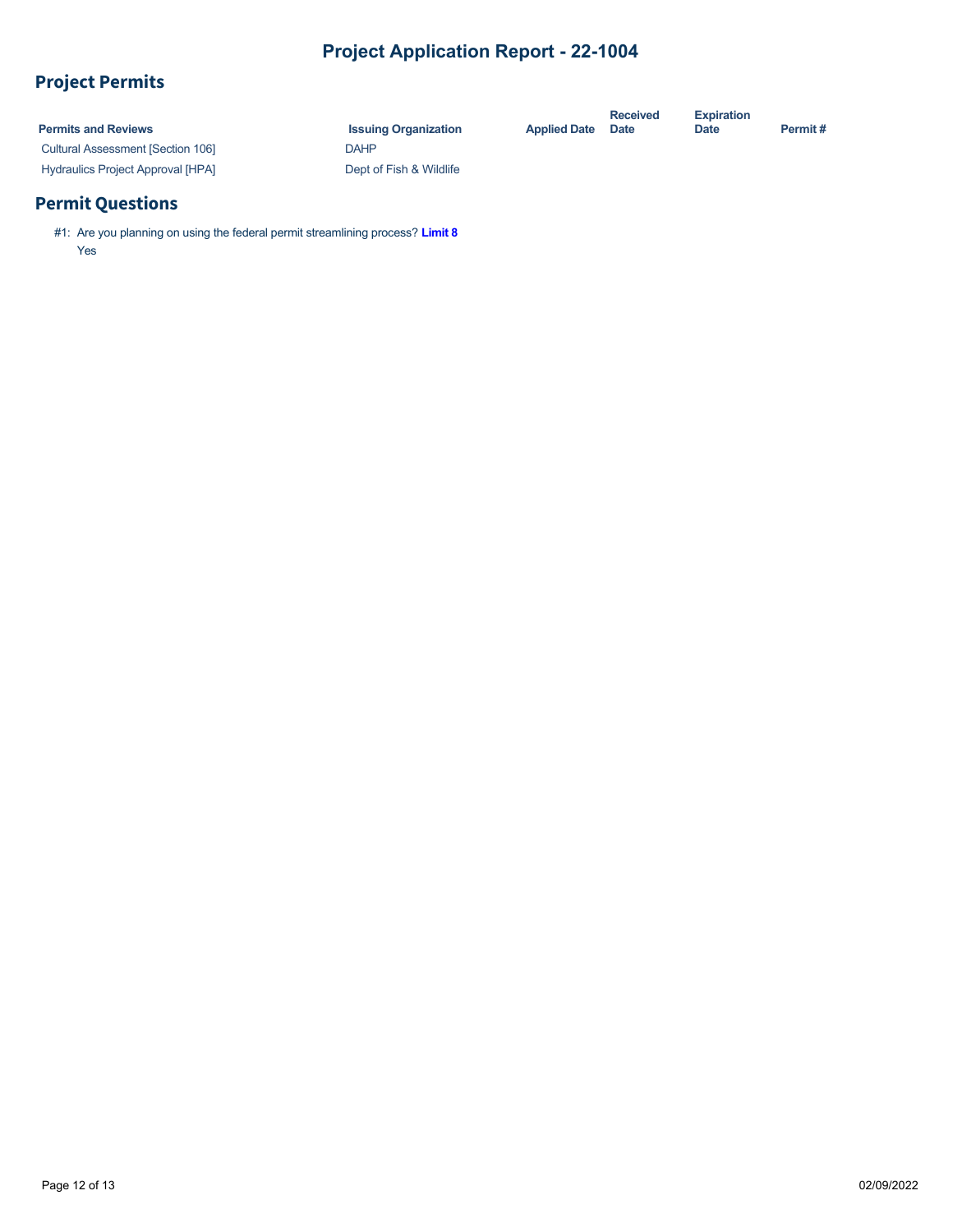## Project Permits

| Permits and Reviews | Issuing Organization | Applied Date | Received Date | Expiration Date | Permit # |
|---|---|---|---|---|---|
| Cultural Assessment [Section 106] | DAHP | | | | |
| Hydraulics Project Approval [HPA] | Dept of Fish & Wildlife | | | | |

## Permit Questions

#1: Are you planning on using the federal permit streamlining process? **Limit 8**

Yes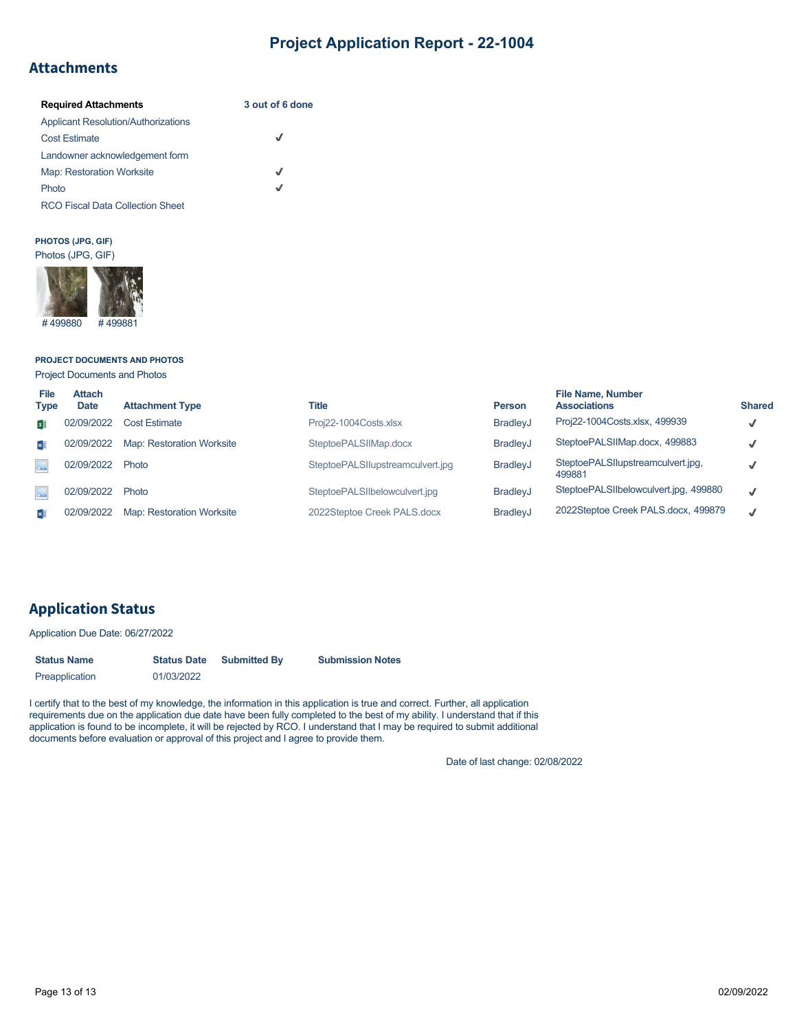# Project Application Report - 22-1004

## Attachments

| Required Attachments | 3 out of 6 done |
|---|---|
| Applicant Resolution/Authorizations | |
| Cost Estimate | ✓ |
| Landowner acknowledgement form | |
| Map: Restoration Worksite | ✓ |
| Photo | ✓ |
| RCO Fiscal Data Collection Sheet | |

**PHOTOS (JPG, GIF)**

Photos (JPG, GIF)

#499880 #499881

**PROJECT DOCUMENTS AND PHOTOS**

Project Documents and Photos

| File Type | Attach Date | Attachment Type | Title | Person | File Name, Number Associations | Shared |
|---|---|---|---|---|---|---|
| | 02/09/2022 | Cost Estimate | Proj22-1004Costs.xlsx | BradleyJ | Proj22-1004Costs.xlsx, 499939 | ✓ |
| | 02/09/2022 | Map: Restoration Worksite | SteptoePALSIIMap.docx | BradleyJ | SteptoePALSIIMap.docx, 499883 | ✓ |
| | 02/09/2022 | Photo | SteptoePALSIIupstreamculvert.jpg | BradleyJ | SteptoePALSIIupstreamculvert.jpg, 499881 | ✓ |
| | 02/09/2022 | Photo | SteptoePALSIIbelowculvert.jpg | BradleyJ | SteptoePALSIIbelowculvert.jpg, 499880 | ✓ |
| | 02/09/2022 | Map: Restoration Worksite | 2022Steptoe Creek PALS.docx | BradleyJ | 2022Steptoe Creek PALS.docx, 499879 | ✓ |

## Application Status

Application Due Date: 06/27/2022

| Status Name | Status Date | Submitted By | Submission Notes |
|---|---|---|---|
| Preapplication | 01/03/2022 | | |

I certify that to the best of my knowledge, the information in this application is true and correct. Further, all application requirements due on the application due date have been fully completed to the best of my ability. I understand that if this application is found to be incomplete, it will be rejected by RCO. I understand that I may be required to submit additional documents before evaluation or approval of this project and I agree to provide them.

Date of last change: 02/08/2022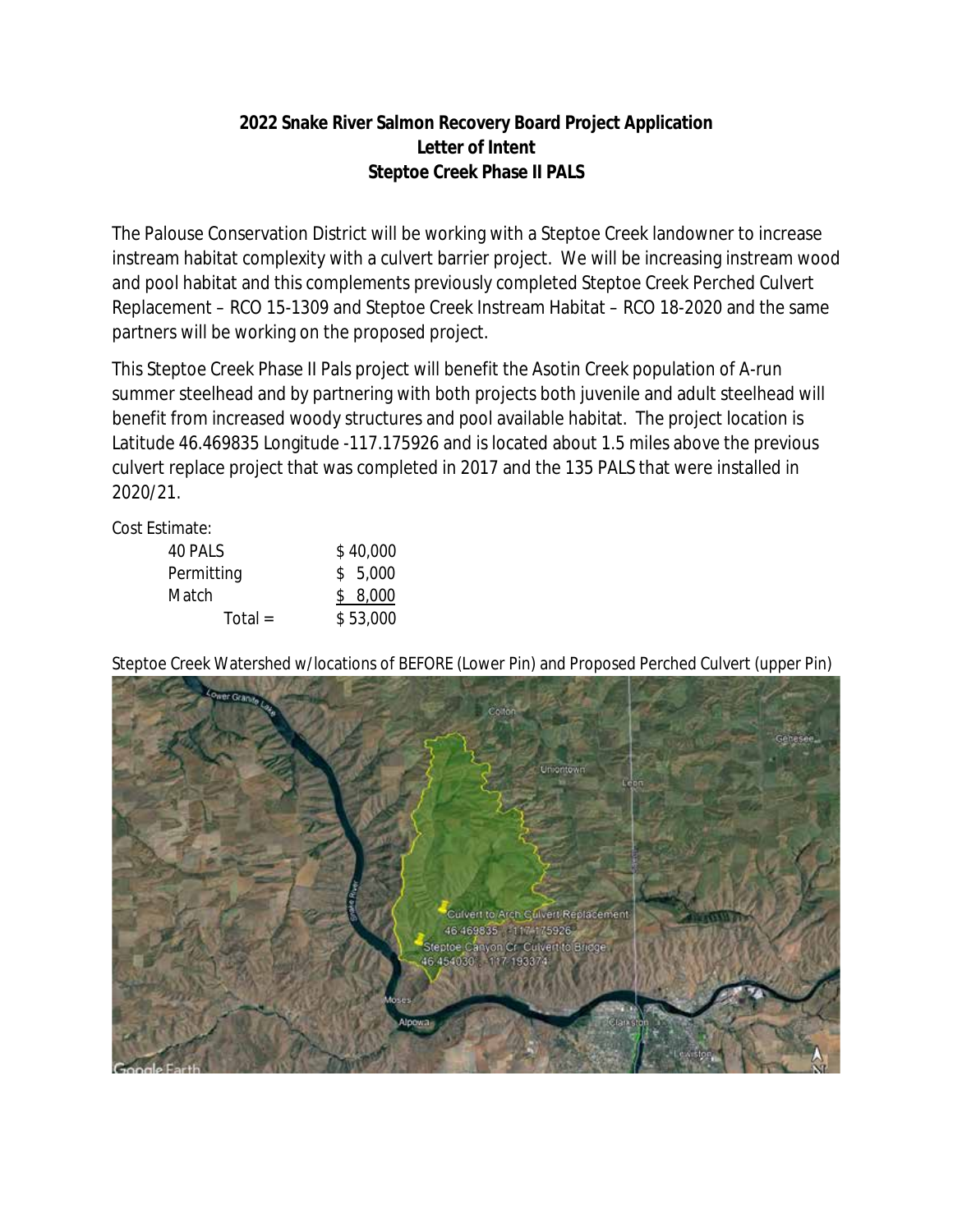**2022 Snake River Salmon Recovery Board Project Application**
**Letter of Intent**
**Steptoe Creek Phase II PALS**

The Palouse Conservation District will be working with a Steptoe Creek landowner to increase instream habitat complexity with a culvert barrier project. We will be increasing instream wood and pool habitat and this complements previously completed Steptoe Creek Perched Culvert Replacement – RCO 15-1309 and Steptoe Creek Instream Habitat – RCO 18-2020 and the same partners will be working on the proposed project.

This Steptoe Creek Phase II Pals project will benefit the Asotin Creek population of A-run summer steelhead and by partnering with both projects both juvenile and adult steelhead will benefit from increased woody structures and pool available habitat. The project location is Latitude 46.469835 Longitude -117.175926 and is located about 1.5 miles above the previous culvert replace project that was completed in 2017 and the 135 PALS that were installed in 2020/21.

Cost Estimate:

| | |
|---|---|
| 40 PALS | $ 40,000 |
| Permitting | $ 5,000 |
| Match | $ 8,000 |
| Total = | $ 53,000 |

Steptoe Creek Watershed w/locations of BEFORE (Lower Pin) and Proposed Perched Culvert (upper Pin)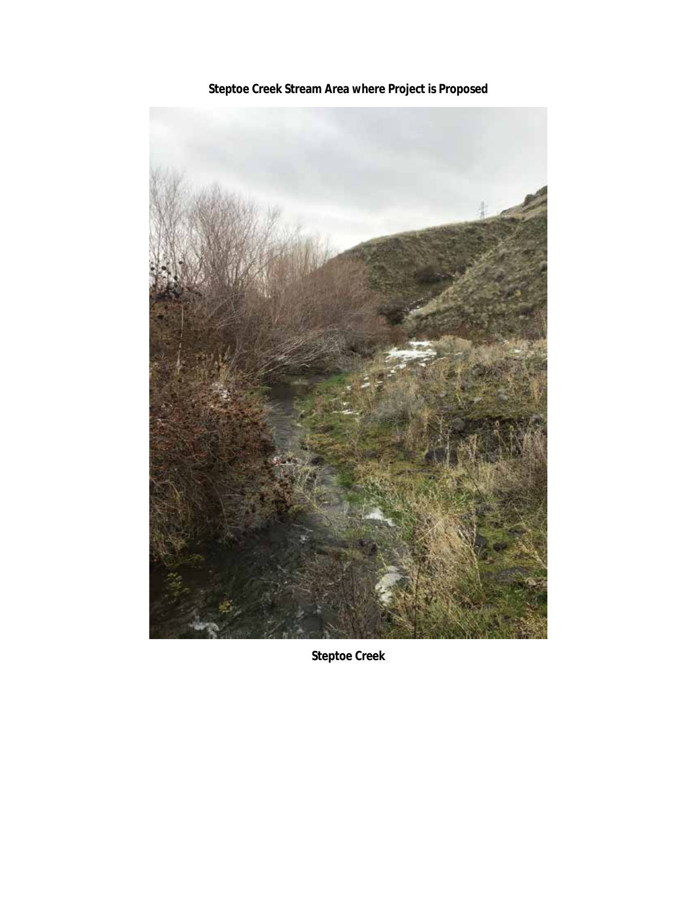**Steptoe Creek Stream Area where Project is Proposed**

**Steptoe Creek**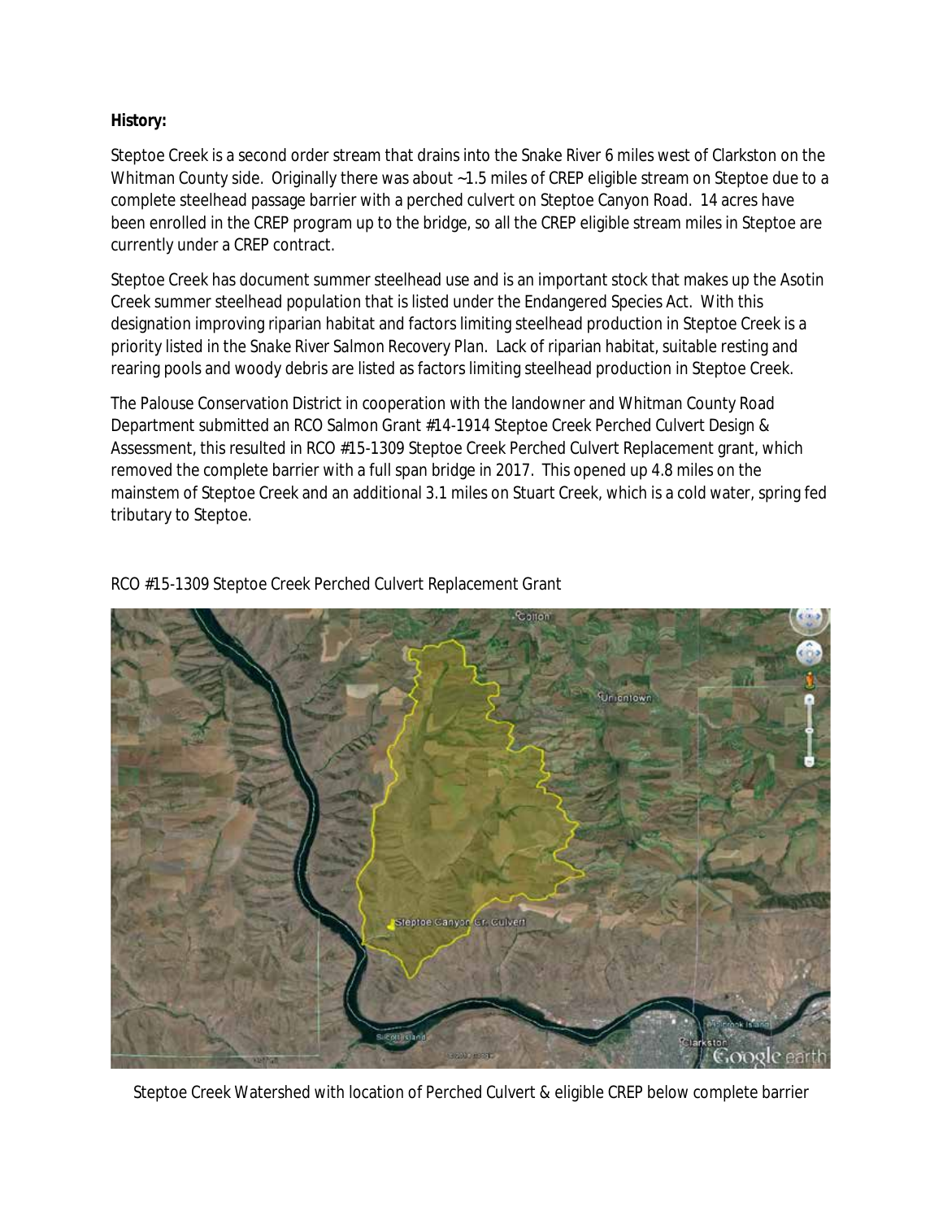**History:**

Steptoe Creek is a second order stream that drains into the Snake River 6 miles west of Clarkston on the Whitman County side. Originally there was about ~1.5 miles of CREP eligible stream on Steptoe due to a complete steelhead passage barrier with a perched culvert on Steptoe Canyon Road. 14 acres have been enrolled in the CREP program up to the bridge, so all the CREP eligible stream miles in Steptoe are currently under a CREP contract.

Steptoe Creek has document summer steelhead use and is an important stock that makes up the Asotin Creek summer steelhead population that is listed under the Endangered Species Act. With this designation improving riparian habitat and factors limiting steelhead production in Steptoe Creek is a priority listed in the Snake River Salmon Recovery Plan. Lack of riparian habitat, suitable resting and rearing pools and woody debris are listed as factors limiting steelhead production in Steptoe Creek.

The Palouse Conservation District in cooperation with the landowner and Whitman County Road Department submitted an RCO Salmon Grant #14-1914 Steptoe Creek Perched Culvert Design & Assessment, this resulted in RCO #15-1309 Steptoe Creek Perched Culvert Replacement grant, which removed the complete barrier with a full span bridge in 2017. This opened up 4.8 miles on the mainstem of Steptoe Creek and an additional 3.1 miles on Stuart Creek, which is a cold water, spring fed tributary to Steptoe.

RCO #15-1309 Steptoe Creek Perched Culvert Replacement Grant

Steptoe Creek Watershed with location of Perched Culvert & eligible CREP below complete barrier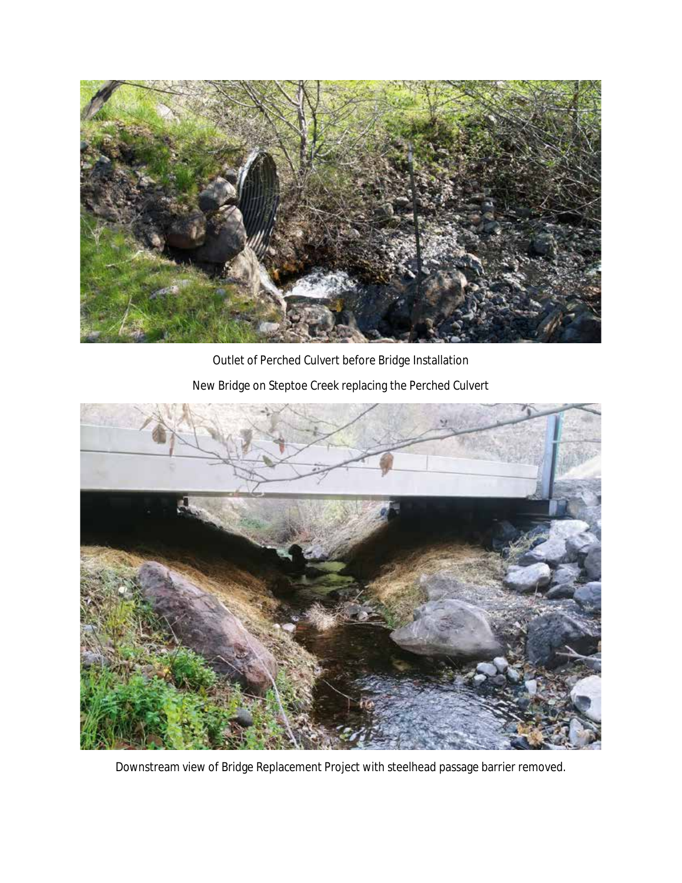Outlet of Perched Culvert before Bridge Installation

New Bridge on Steptoe Creek replacing the Perched Culvert

Downstream view of Bridge Replacement Project with steelhead passage barrier removed.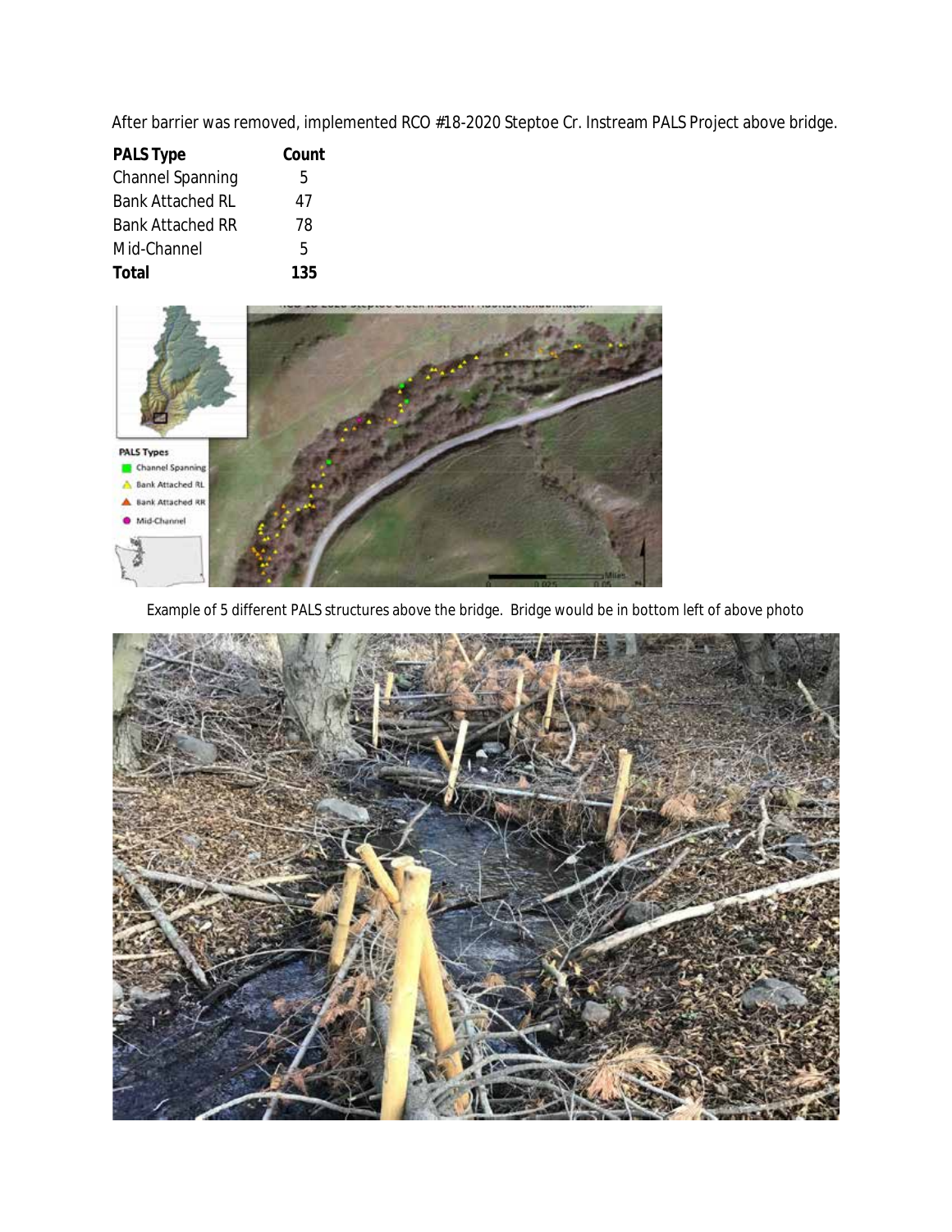After barrier was removed, implemented RCO #18-2020 Steptoe Cr. Instream PALS Project above bridge.

| PALS Type | Count |
|---|---|
| Channel Spanning | 5 |
| Bank Attached RL | 47 |
| Bank Attached RR | 78 |
| Mid-Channel | 5 |
| **Total** | **135** |

Example of 5 different PALS structures above the bridge. Bridge would be in bottom left of above photo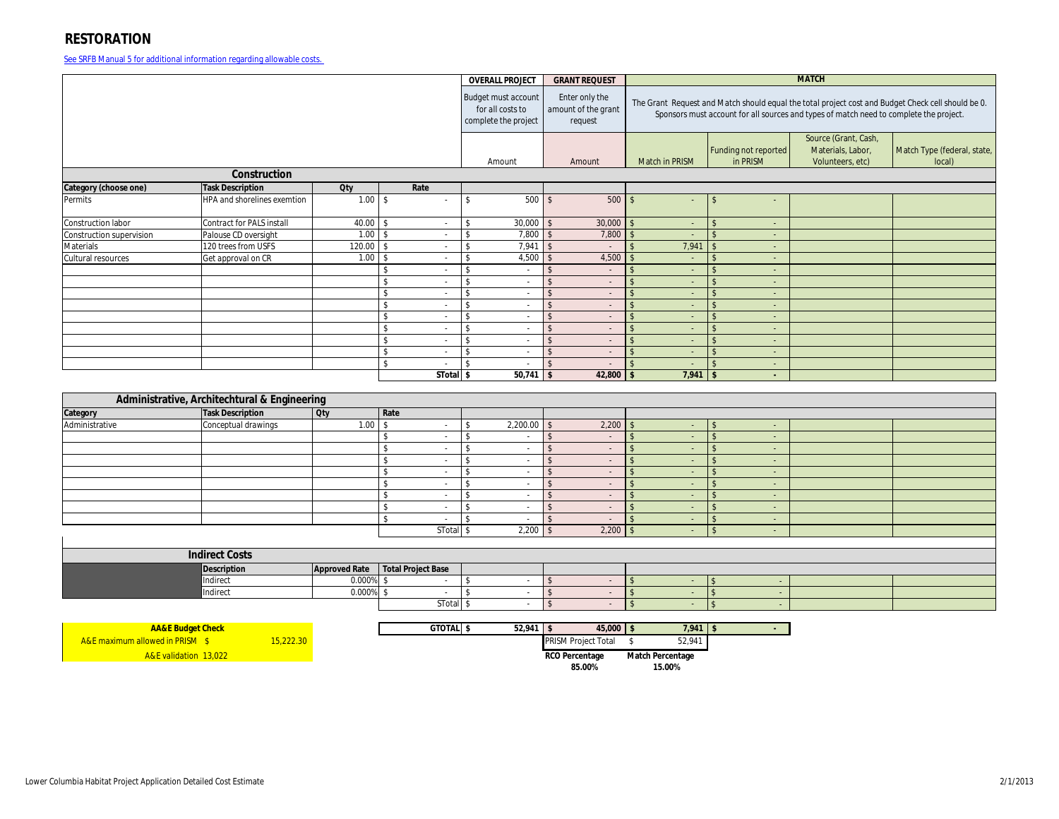# RESTORATION

See SRFB Manual 5 for additional information regarding allowable costs.

| | | | | OVERALL PROJECT | GRANT REQUEST | MATCH | | | |
|---|---|---|---|---|---|---|---|---|---|
| | | | | Budget must account for all costs to complete the project | Enter only the amount of the grant request | The Grant Request and Match should equal the total project cost and Budget Check cell should be 0. Sponsors must account for all sources and types of match need to complete the project. | | | |
| | | | | Amount | Amount | Match in PRISM | Funding not reported in PRISM | Source (Grant, Cash, Materials, Labor, Volunteers, etc) | Match Type (federal, state, local) |
| **Construction** | | | | | | | | | |
| **Category (choose one)** | **Task Description** | **Qty** | **Rate** | | | | | | |
| Permits | HPA and shorelines exemtion | 1.00 | $ - | $ 500 | $ 500 | $ - | $ - | | |
| Construction labor | Contract for PALS install | 40.00 | $ - | $ 30,000 | $ 30,000 | $ - | $ - | | |
| Construction supervision | Palouse CD oversight | 1.00 | $ - | $ 7,800 | $ 7,800 | $ - | $ - | | |
| Materials | 120 trees from USFS | 120.00 | $ - | $ 7,941 | $ - | $ 7,941 | $ - | | |
| Cultural resources | Get approval on CR | 1.00 | $ - | $ 4,500 | $ 4,500 | $ - | $ - | | |
| | | | $ - | $ - | $ - | $ - | $ - | | |
| | | | $ - | $ - | $ - | $ - | $ - | | |
| | | | $ - | $ - | $ - | $ - | $ - | | |
| | | | $ - | $ - | $ - | $ - | $ - | | |
| | | | $ - | $ - | $ - | $ - | $ - | | |
| | | | $ - | $ - | $ - | $ - | $ - | | |
| | | | $ - | $ - | $ - | $ - | $ - | | |
| | | | $ - | $ - | $ - | $ - | $ - | | |
| | | | $ - | $ - | $ - | $ - | $ - | | |
| | | | **STotal** | **$ 50,741** | **$ 42,800** | **$ 7,941** | **$ -** | | |

| **Administrative, Architechtural & Engineering** | | | | | | | | | |
|---|---|---|---|---|---|---|---|---|---|
| **Category** | **Task Description** | **Qty** | **Rate** | | | | | | |
| Administrative | Conceptual drawings | 1.00 | $ - | $ 2,200.00 | $ 2,200 | $ - | $ - | | |
| | | | $ - | $ - | $ - | $ - | $ - | | |
| | | | $ - | $ - | $ - | $ - | $ - | | |
| | | | $ - | $ - | $ - | $ - | $ - | | |
| | | | $ - | $ - | $ - | $ - | $ - | | |
| | | | $ - | $ - | $ - | $ - | $ - | | |
| | | | $ - | $ - | $ - | $ - | $ - | | |
| | | | $ - | $ - | $ - | $ - | $ - | | |
| | | | $ - | $ - | $ - | $ - | $ - | | |
| | | | STotal | $ 2,200 | $ 2,200 | $ - | $ - | | |

| **Indirect Costs** | | | | | | | | | |
|---|---|---|---|---|---|---|---|---|---|
| | **Description** | **Approved Rate** | **Total Project Base** | | | | | | |
| | Indirect | 0.000% | $ - | $ - | $ - | $ - | $ - | | |
| | Indirect | 0.000% | $ - | $ - | $ - | $ - | $ - | | |
| | | | STotal | $ - | $ - | $ - | $ - | | |

| | | | |
|---|---|---|---|
| **GTOTAL** | **$ 52,941** | **$ 45,000** | **$ 7,941** | **$ -** |
| | | PRISM Project Total | $ 52,941 |
| | | **RCO Percentage** 85.00% | **Match Percentage** 15.00% |

**AA&E Budget Check**

A&E maximum allowed in PRISM $ 15,222.30

A&E validation 13,022